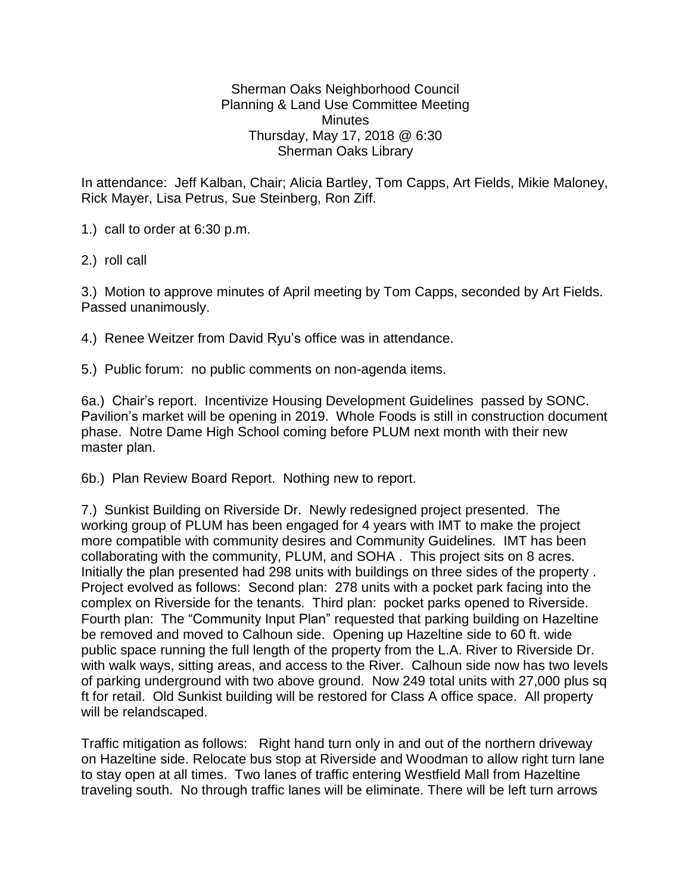Sherman Oaks Neighborhood Council
Planning & Land Use Committee Meeting
Minutes
Thursday, May 17, 2018 @ 6:30
Sherman Oaks Library

In attendance: Jeff Kalban, Chair; Alicia Bartley, Tom Capps, Art Fields, Mikie Maloney, Rick Mayer, Lisa Petrus, Sue Steinberg, Ron Ziff.

1.) call to order at 6:30 p.m.

2.) roll call

3.) Motion to approve minutes of April meeting by Tom Capps, seconded by Art Fields. Passed unanimously.

4.) Renee Weitzer from David Ryu's office was in attendance.

5.) Public forum: no public comments on non-agenda items.

6a.) Chair's report. Incentivize Housing Development Guidelines passed by SONC. Pavilion's market will be opening in 2019. Whole Foods is still in construction document phase. Notre Dame High School coming before PLUM next month with their new master plan.

6b.) Plan Review Board Report. Nothing new to report.

7.) Sunkist Building on Riverside Dr. Newly redesigned project presented. The working group of PLUM has been engaged for 4 years with IMT to make the project more compatible with community desires and Community Guidelines. IMT has been collaborating with the community, PLUM, and SOHA . This project sits on 8 acres. Initially the plan presented had 298 units with buildings on three sides of the property . Project evolved as follows: Second plan: 278 units with a pocket park facing into the complex on Riverside for the tenants. Third plan: pocket parks opened to Riverside. Fourth plan: The "Community Input Plan" requested that parking building on Hazeltine be removed and moved to Calhoun side. Opening up Hazeltine side to 60 ft. wide public space running the full length of the property from the L.A. River to Riverside Dr. with walk ways, sitting areas, and access to the River. Calhoun side now has two levels of parking underground with two above ground. Now 249 total units with 27,000 plus sq ft for retail. Old Sunkist building will be restored for Class A office space. All property will be relandscaped.

Traffic mitigation as follows: Right hand turn only in and out of the northern driveway on Hazeltine side. Relocate bus stop at Riverside and Woodman to allow right turn lane to stay open at all times. Two lanes of traffic entering Westfield Mall from Hazeltine traveling south. No through traffic lanes will be eliminate. There will be left turn arrows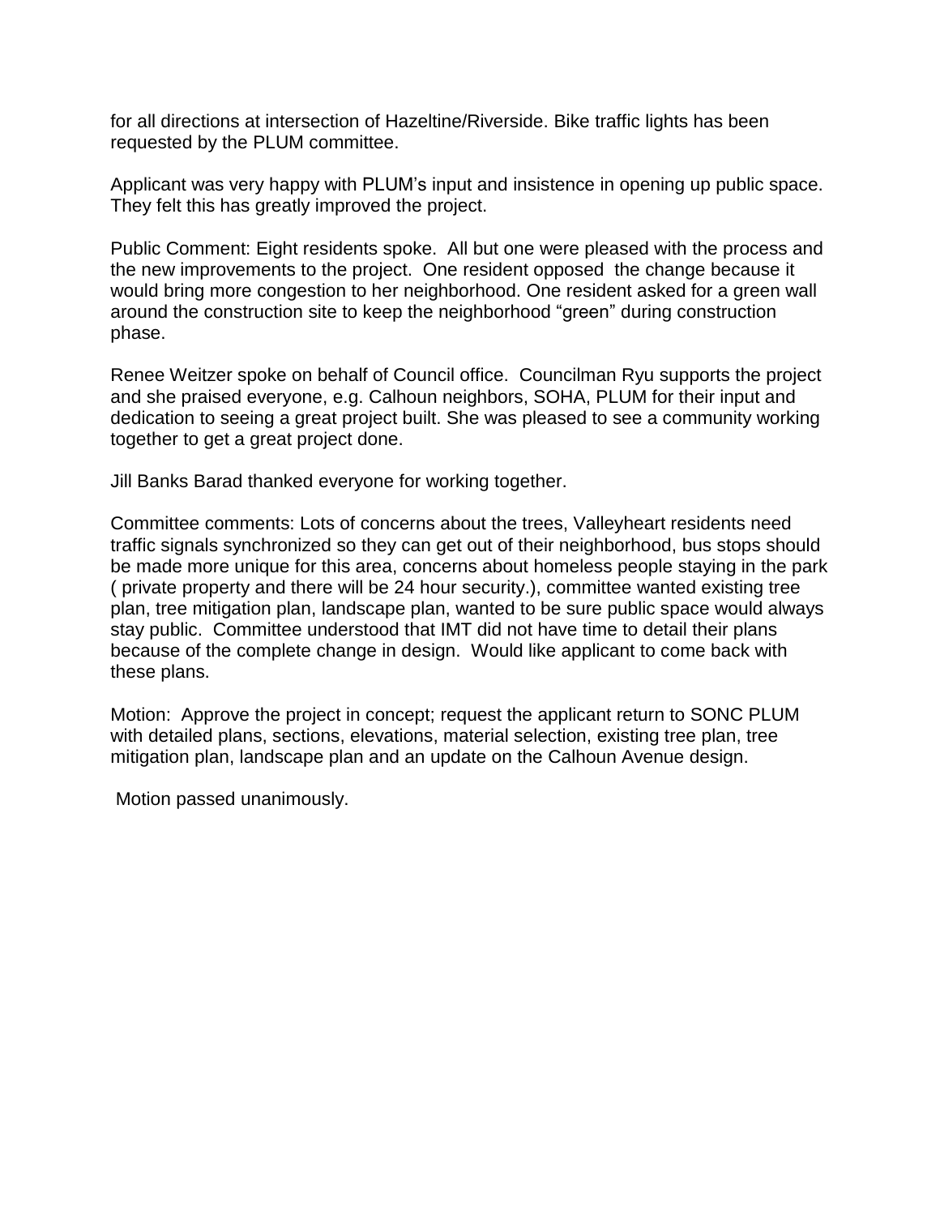for all directions at intersection of Hazeltine/Riverside. Bike traffic lights has been requested by the PLUM committee.

Applicant was very happy with PLUM's input and insistence in opening up public space. They felt this has greatly improved the project.

Public Comment: Eight residents spoke. All but one were pleased with the process and the new improvements to the project. One resident opposed the change because it would bring more congestion to her neighborhood. One resident asked for a green wall around the construction site to keep the neighborhood "green" during construction phase.

Renee Weitzer spoke on behalf of Council office. Councilman Ryu supports the project and she praised everyone, e.g. Calhoun neighbors, SOHA, PLUM for their input and dedication to seeing a great project built. She was pleased to see a community working together to get a great project done.

Jill Banks Barad thanked everyone for working together.

Committee comments: Lots of concerns about the trees, Valleyheart residents need traffic signals synchronized so they can get out of their neighborhood, bus stops should be made more unique for this area, concerns about homeless people staying in the park ( private property and there will be 24 hour security.), committee wanted existing tree plan, tree mitigation plan, landscape plan, wanted to be sure public space would always stay public. Committee understood that IMT did not have time to detail their plans because of the complete change in design. Would like applicant to come back with these plans.

Motion: Approve the project in concept; request the applicant return to SONC PLUM with detailed plans, sections, elevations, material selection, existing tree plan, tree mitigation plan, landscape plan and an update on the Calhoun Avenue design.

Motion passed unanimously.